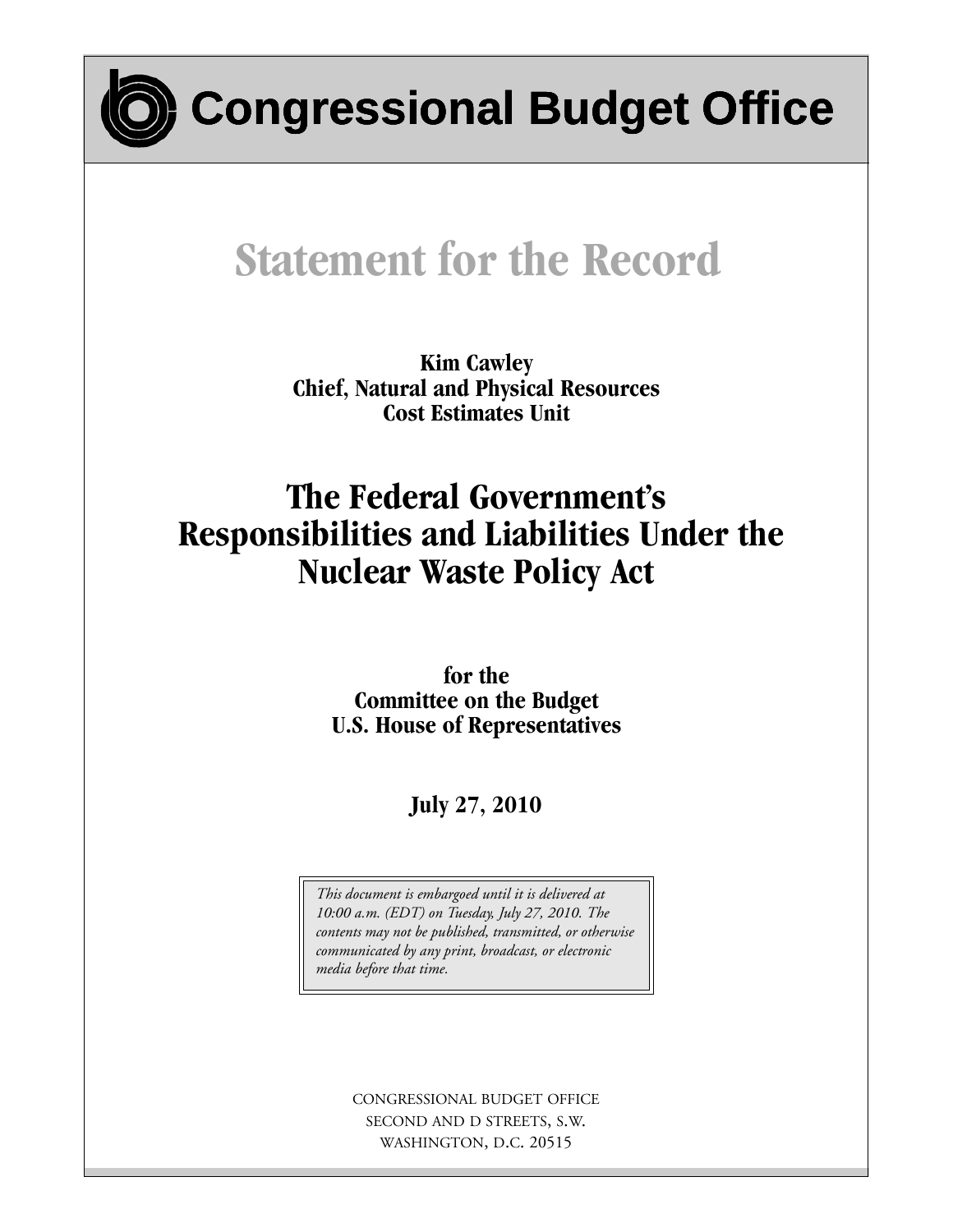# Congressional Budget Office

## Statement for the Record

**Kim Cawley**
**Chief, Natural and Physical Resources**
**Cost Estimates Unit**

# The Federal Government's Responsibilities and Liabilities Under the Nuclear Waste Policy Act

**for the**
**Committee on the Budget**
**U.S. House of Representatives**

**July 27, 2010**

*This document is embargoed until it is delivered at 10:00 a.m. (EDT) on Tuesday, July 27, 2010. The contents may not be published, transmitted, or otherwise communicated by any print, broadcast, or electronic media before that time.*

CONGRESSIONAL BUDGET OFFICE
SECOND AND D STREETS, S.W.
WASHINGTON, D.C. 20515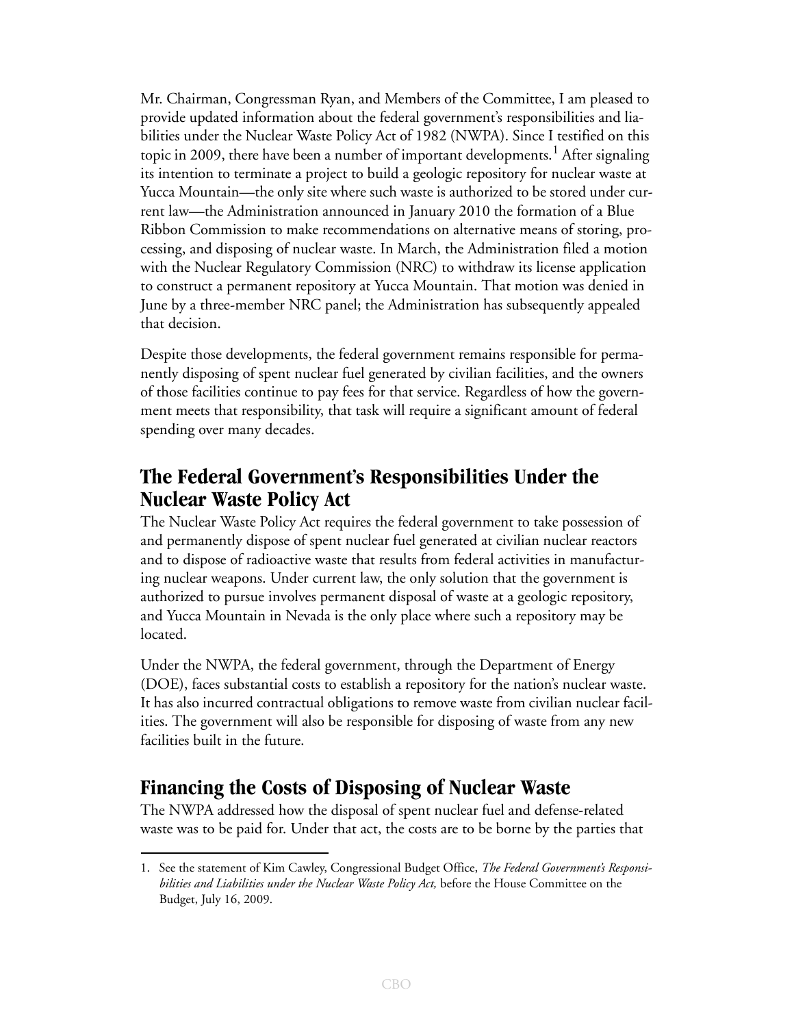Mr. Chairman, Congressman Ryan, and Members of the Committee, I am pleased to provide updated information about the federal government's responsibilities and liabilities under the Nuclear Waste Policy Act of 1982 (NWPA). Since I testified on this topic in 2009, there have been a number of important developments.[1] After signaling its intention to terminate a project to build a geologic repository for nuclear waste at Yucca Mountain—the only site where such waste is authorized to be stored under current law—the Administration announced in January 2010 the formation of a Blue Ribbon Commission to make recommendations on alternative means of storing, processing, and disposing of nuclear waste. In March, the Administration filed a motion with the Nuclear Regulatory Commission (NRC) to withdraw its license application to construct a permanent repository at Yucca Mountain. That motion was denied in June by a three-member NRC panel; the Administration has subsequently appealed that decision.

Despite those developments, the federal government remains responsible for permanently disposing of spent nuclear fuel generated by civilian facilities, and the owners of those facilities continue to pay fees for that service. Regardless of how the government meets that responsibility, that task will require a significant amount of federal spending over many decades.

## The Federal Government's Responsibilities Under the Nuclear Waste Policy Act

The Nuclear Waste Policy Act requires the federal government to take possession of and permanently dispose of spent nuclear fuel generated at civilian nuclear reactors and to dispose of radioactive waste that results from federal activities in manufacturing nuclear weapons. Under current law, the only solution that the government is authorized to pursue involves permanent disposal of waste at a geologic repository, and Yucca Mountain in Nevada is the only place where such a repository may be located.

Under the NWPA, the federal government, through the Department of Energy (DOE), faces substantial costs to establish a repository for the nation's nuclear waste. It has also incurred contractual obligations to remove waste from civilian nuclear facilities. The government will also be responsible for disposing of waste from any new facilities built in the future.

## Financing the Costs of Disposing of Nuclear Waste

The NWPA addressed how the disposal of spent nuclear fuel and defense-related waste was to be paid for. Under that act, the costs are to be borne by the parties that

1. See the statement of Kim Cawley, Congressional Budget Office, *The Federal Government's Responsibilities and Liabilities under the Nuclear Waste Policy Act,* before the House Committee on the Budget, July 16, 2009.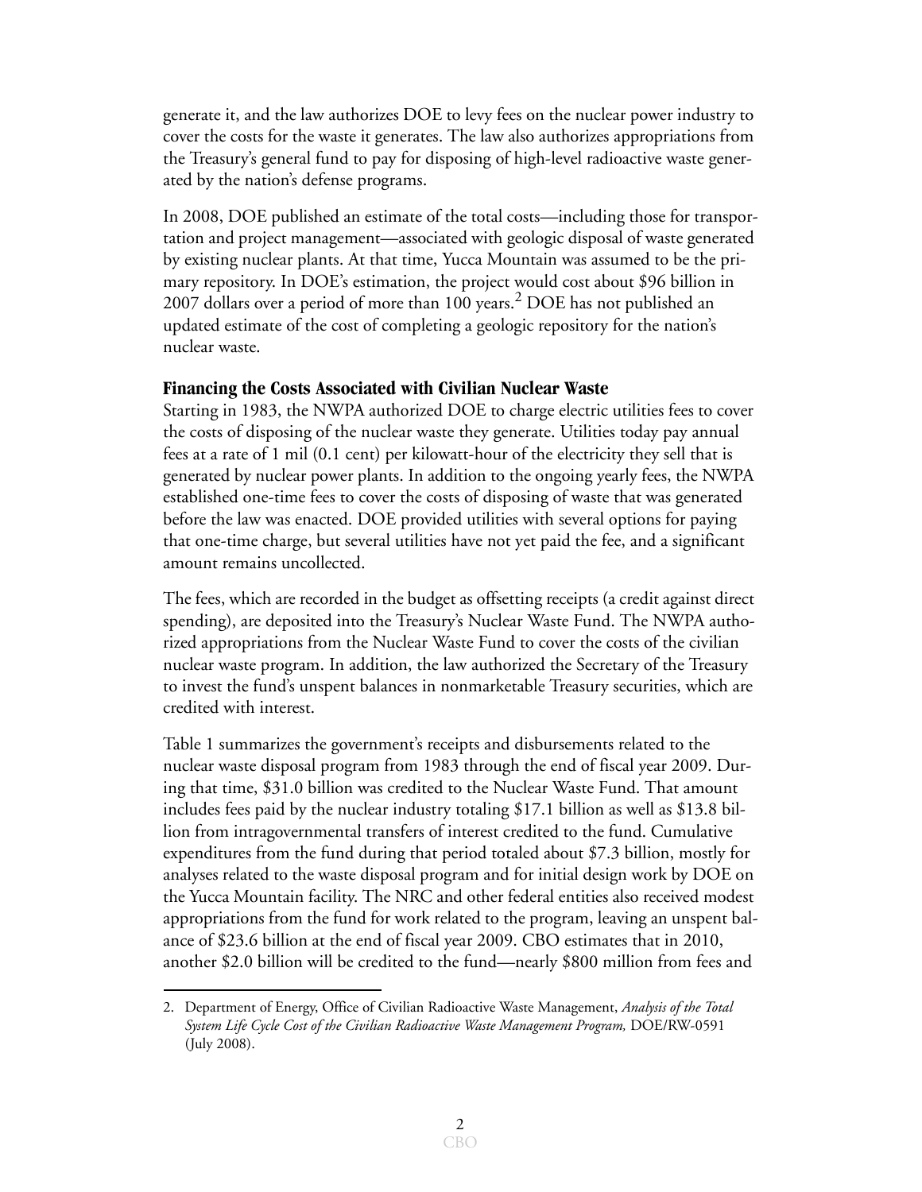generate it, and the law authorizes DOE to levy fees on the nuclear power industry to cover the costs for the waste it generates. The law also authorizes appropriations from the Treasury's general fund to pay for disposing of high-level radioactive waste generated by the nation's defense programs.

In 2008, DOE published an estimate of the total costs—including those for transportation and project management—associated with geologic disposal of waste generated by existing nuclear plants. At that time, Yucca Mountain was assumed to be the primary repository. In DOE's estimation, the project would cost about \$96 billion in 2007 dollars over a period of more than 100 years.[2] DOE has not published an updated estimate of the cost of completing a geologic repository for the nation's nuclear waste.

### Financing the Costs Associated with Civilian Nuclear Waste

Starting in 1983, the NWPA authorized DOE to charge electric utilities fees to cover the costs of disposing of the nuclear waste they generate. Utilities today pay annual fees at a rate of 1 mil (0.1 cent) per kilowatt-hour of the electricity they sell that is generated by nuclear power plants. In addition to the ongoing yearly fees, the NWPA established one-time fees to cover the costs of disposing of waste that was generated before the law was enacted. DOE provided utilities with several options for paying that one-time charge, but several utilities have not yet paid the fee, and a significant amount remains uncollected.

The fees, which are recorded in the budget as offsetting receipts (a credit against direct spending), are deposited into the Treasury's Nuclear Waste Fund. The NWPA authorized appropriations from the Nuclear Waste Fund to cover the costs of the civilian nuclear waste program. In addition, the law authorized the Secretary of the Treasury to invest the fund's unspent balances in nonmarketable Treasury securities, which are credited with interest.

Table 1 summarizes the government's receipts and disbursements related to the nuclear waste disposal program from 1983 through the end of fiscal year 2009. During that time, \$31.0 billion was credited to the Nuclear Waste Fund. That amount includes fees paid by the nuclear industry totaling \$17.1 billion as well as \$13.8 billion from intragovernmental transfers of interest credited to the fund. Cumulative expenditures from the fund during that period totaled about \$7.3 billion, mostly for analyses related to the waste disposal program and for initial design work by DOE on the Yucca Mountain facility. The NRC and other federal entities also received modest appropriations from the fund for work related to the program, leaving an unspent balance of \$23.6 billion at the end of fiscal year 2009. CBO estimates that in 2010, another \$2.0 billion will be credited to the fund—nearly \$800 million from fees and

2. Department of Energy, Office of Civilian Radioactive Waste Management, *Analysis of the Total System Life Cycle Cost of the Civilian Radioactive Waste Management Program,* DOE/RW-0591 (July 2008).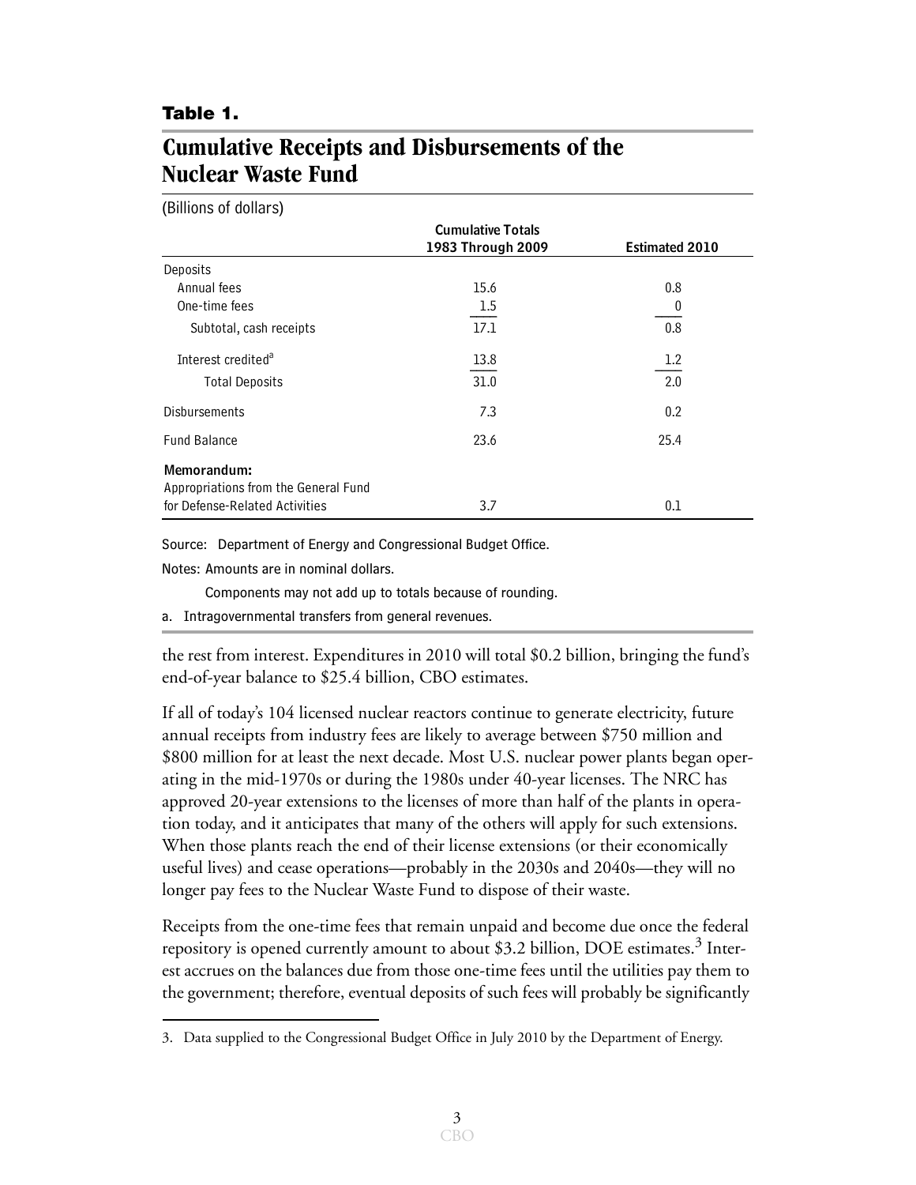**Table 1.**

## Cumulative Receipts and Disbursements of the Nuclear Waste Fund

(Billions of dollars)

| | Cumulative Totals 1983 Through 2009 | Estimated 2010 |
|---|---|---|
| Deposits | | |
| Annual fees | 15.6 | 0.8 |
| One-time fees | 1.5 | 0 |
| Subtotal, cash receipts | 17.1 | 0.8 |
| Interest credited[a] | 13.8 | 1.2 |
| Total Deposits | 31.0 | 2.0 |
| Disbursements | 7.3 | 0.2 |
| Fund Balance | 23.6 | 25.4 |
| **Memorandum:** | | |
| Appropriations from the General Fund for Defense-Related Activities | 3.7 | 0.1 |

Source: Department of Energy and Congressional Budget Office.

Notes: Amounts are in nominal dollars.

Components may not add up to totals because of rounding.

a. Intragovernmental transfers from general revenues.

the rest from interest. Expenditures in 2010 will total $0.2 billion, bringing the fund's end-of-year balance to $25.4 billion, CBO estimates.

If all of today's 104 licensed nuclear reactors continue to generate electricity, future annual receipts from industry fees are likely to average between $750 million and $800 million for at least the next decade. Most U.S. nuclear power plants began operating in the mid-1970s or during the 1980s under 40-year licenses. The NRC has approved 20-year extensions to the licenses of more than half of the plants in operation today, and it anticipates that many of the others will apply for such extensions. When those plants reach the end of their license extensions (or their economically useful lives) and cease operations—probably in the 2030s and 2040s—they will no longer pay fees to the Nuclear Waste Fund to dispose of their waste.

Receipts from the one-time fees that remain unpaid and become due once the federal repository is opened currently amount to about $3.2 billion, DOE estimates.[3] Interest accrues on the balances due from those one-time fees until the utilities pay them to the government; therefore, eventual deposits of such fees will probably be significantly

3. Data supplied to the Congressional Budget Office in July 2010 by the Department of Energy.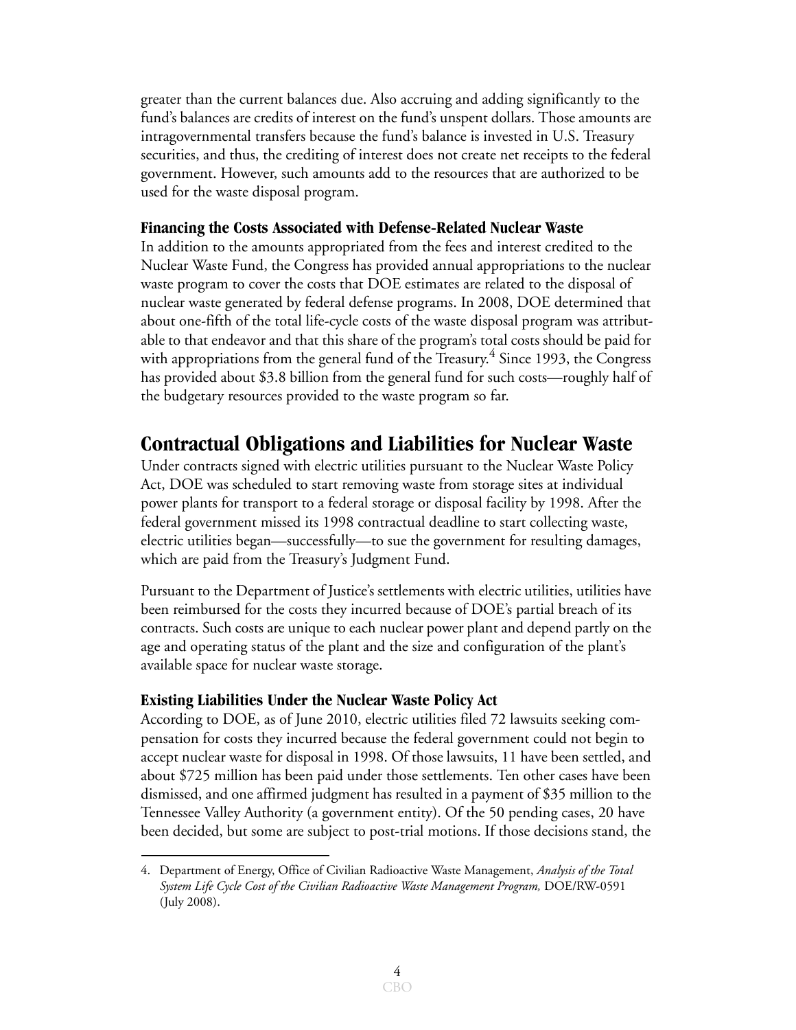greater than the current balances due. Also accruing and adding significantly to the fund's balances are credits of interest on the fund's unspent dollars. Those amounts are intragovernmental transfers because the fund's balance is invested in U.S. Treasury securities, and thus, the crediting of interest does not create net receipts to the federal government. However, such amounts add to the resources that are authorized to be used for the waste disposal program.

### Financing the Costs Associated with Defense-Related Nuclear Waste

In addition to the amounts appropriated from the fees and interest credited to the Nuclear Waste Fund, the Congress has provided annual appropriations to the nuclear waste program to cover the costs that DOE estimates are related to the disposal of nuclear waste generated by federal defense programs. In 2008, DOE determined that about one-fifth of the total life-cycle costs of the waste disposal program was attributable to that endeavor and that this share of the program's total costs should be paid for with appropriations from the general fund of the Treasury.[4] Since 1993, the Congress has provided about $3.8 billion from the general fund for such costs—roughly half of the budgetary resources provided to the waste program so far.

## Contractual Obligations and Liabilities for Nuclear Waste

Under contracts signed with electric utilities pursuant to the Nuclear Waste Policy Act, DOE was scheduled to start removing waste from storage sites at individual power plants for transport to a federal storage or disposal facility by 1998. After the federal government missed its 1998 contractual deadline to start collecting waste, electric utilities began—successfully—to sue the government for resulting damages, which are paid from the Treasury's Judgment Fund.

Pursuant to the Department of Justice's settlements with electric utilities, utilities have been reimbursed for the costs they incurred because of DOE's partial breach of its contracts. Such costs are unique to each nuclear power plant and depend partly on the age and operating status of the plant and the size and configuration of the plant's available space for nuclear waste storage.

### Existing Liabilities Under the Nuclear Waste Policy Act

According to DOE, as of June 2010, electric utilities filed 72 lawsuits seeking compensation for costs they incurred because the federal government could not begin to accept nuclear waste for disposal in 1998. Of those lawsuits, 11 have been settled, and about $725 million has been paid under those settlements. Ten other cases have been dismissed, and one affirmed judgment has resulted in a payment of $35 million to the Tennessee Valley Authority (a government entity). Of the 50 pending cases, 20 have been decided, but some are subject to post-trial motions. If those decisions stand, the

4. Department of Energy, Office of Civilian Radioactive Waste Management, *Analysis of the Total System Life Cycle Cost of the Civilian Radioactive Waste Management Program,* DOE/RW-0591 (July 2008).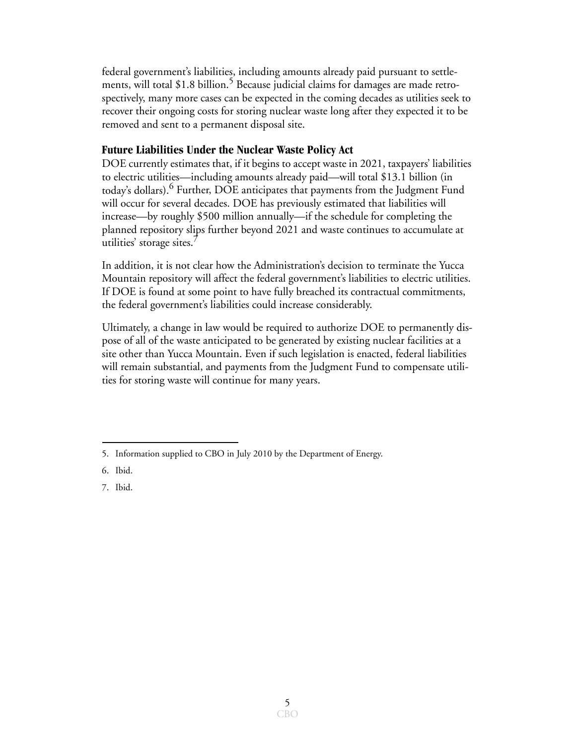federal government's liabilities, including amounts already paid pursuant to settlements, will total $1.8 billion.[5] Because judicial claims for damages are made retrospectively, many more cases can be expected in the coming decades as utilities seek to recover their ongoing costs for storing nuclear waste long after they expected it to be removed and sent to a permanent disposal site.

### Future Liabilities Under the Nuclear Waste Policy Act

DOE currently estimates that, if it begins to accept waste in 2021, taxpayers' liabilities to electric utilities—including amounts already paid—will total $13.1 billion (in today's dollars).[6] Further, DOE anticipates that payments from the Judgment Fund will occur for several decades. DOE has previously estimated that liabilities will increase—by roughly $500 million annually—if the schedule for completing the planned repository slips further beyond 2021 and waste continues to accumulate at utilities' storage sites.[7]

In addition, it is not clear how the Administration's decision to terminate the Yucca Mountain repository will affect the federal government's liabilities to electric utilities. If DOE is found at some point to have fully breached its contractual commitments, the federal government's liabilities could increase considerably.

Ultimately, a change in law would be required to authorize DOE to permanently dispose of all of the waste anticipated to be generated by existing nuclear facilities at a site other than Yucca Mountain. Even if such legislation is enacted, federal liabilities will remain substantial, and payments from the Judgment Fund to compensate utilities for storing waste will continue for many years.

---

5. Information supplied to CBO in July 2010 by the Department of Energy.

6. Ibid.

7. Ibid.